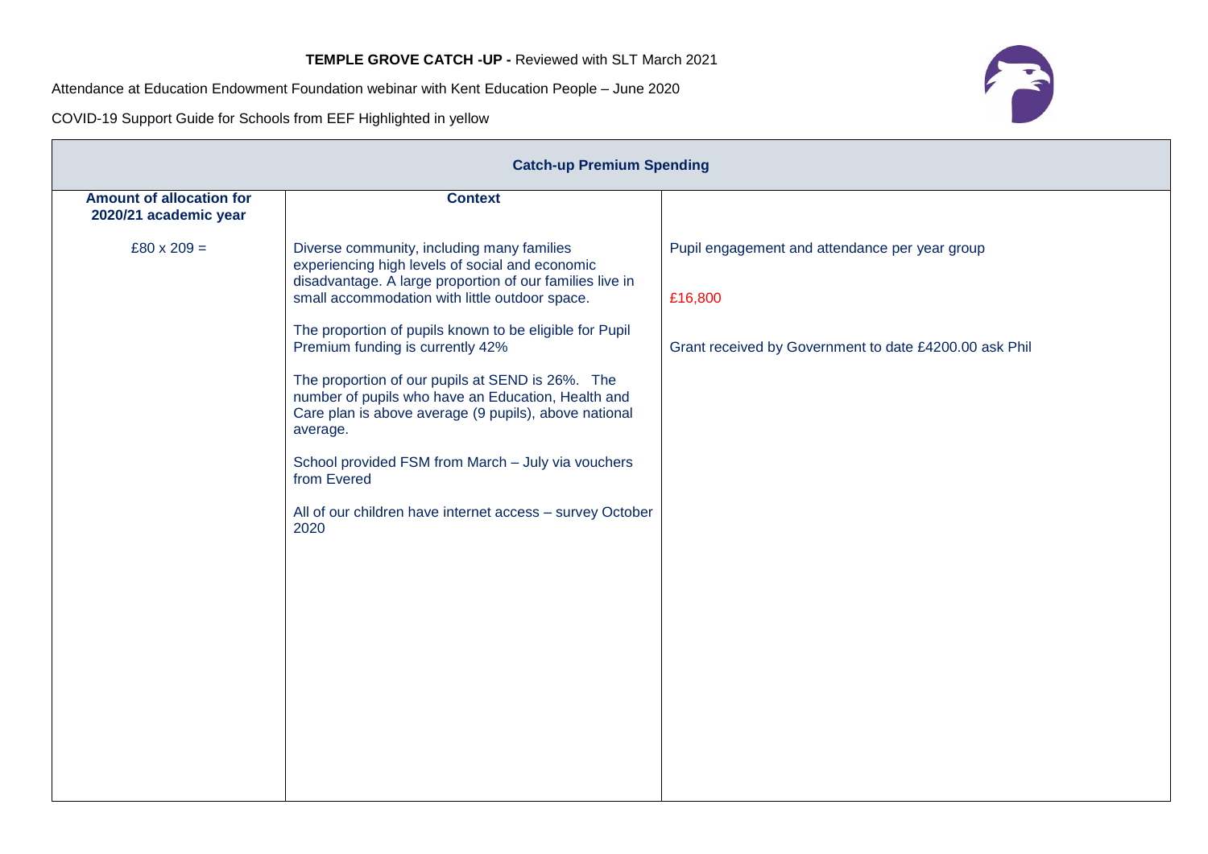**TEMPLE GROVE CATCH -UP -** Reviewed with SLT March 2021

Attendance at Education Endowment Foundation webinar with Kent Education People – June 2020

COVID-19 Support Guide for Schools from EEF Highlighted in yellow

| Catch-up Premium Spending | | |
|---|---|---|
| **Amount of allocation for 2020/21 academic year** | **Context** | |
| £80 x 209 = | Diverse community, including many families experiencing high levels of social and economic disadvantage. A large proportion of our families live in small accommodation with little outdoor space.<br><br>The proportion of pupils known to be eligible for Pupil Premium funding is currently 42%<br><br>The proportion of our pupils at SEND is 26%. The number of pupils who have an Education, Health and Care plan is above average (9 pupils), above national average.<br><br>School provided FSM from March – July via vouchers from Evered<br><br>All of our children have internet access – survey October 2020 | Pupil engagement and attendance per year group<br><br>£16,800<br><br>Grant received by Government to date £4200.00 ask Phil |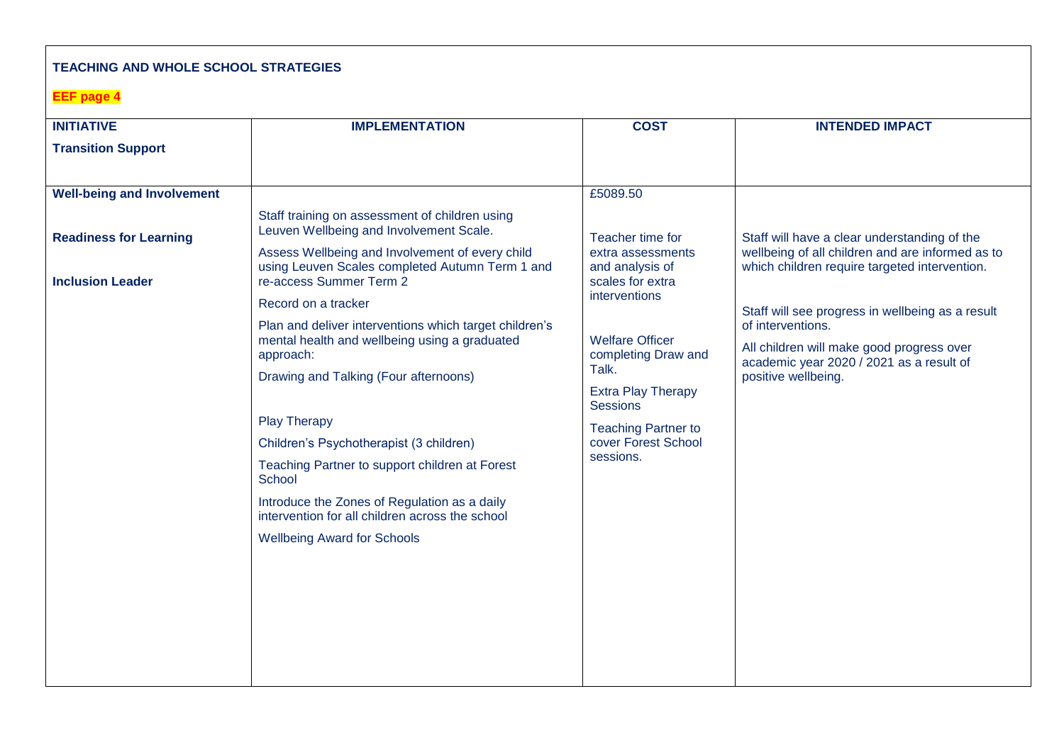**TEACHING AND WHOLE SCHOOL STRATEGIES**

**EEF page 4**

| **INITIATIVE** | **IMPLEMENTATION** | **COST** | **INTENDED IMPACT** |
|---|---|---|---|
| **Transition Support** | | | |
| **Well-being and Involvement**<br><br>**Readiness for Learning**<br><br>**Inclusion Leader** | Staff training on assessment of children using Leuven Wellbeing and Involvement Scale.<br><br>Assess Wellbeing and Involvement of every child using Leuven Scales completed Autumn Term 1 and re-access Summer Term 2<br><br>Record on a tracker<br><br>Plan and deliver interventions which target children's mental health and wellbeing using a graduated approach:<br><br>Drawing and Talking (Four afternoons)<br><br>Play Therapy<br><br>Children's Psychotherapist (3 children)<br><br>Teaching Partner to support children at Forest School<br><br>Introduce the Zones of Regulation as a daily intervention for all children across the school<br><br>Wellbeing Award for Schools | £5089.50<br><br>Teacher time for extra assessments and analysis of scales for extra interventions<br><br>Welfare Officer completing Draw and Talk.<br><br>Extra Play Therapy Sessions<br><br>Teaching Partner to cover Forest School sessions. | Staff will have a clear understanding of the wellbeing of all children and are informed as to which children require targeted intervention.<br><br>Staff will see progress in wellbeing as a result of interventions.<br><br>All children will make good progress over academic year 2020 / 2021 as a result of positive wellbeing. |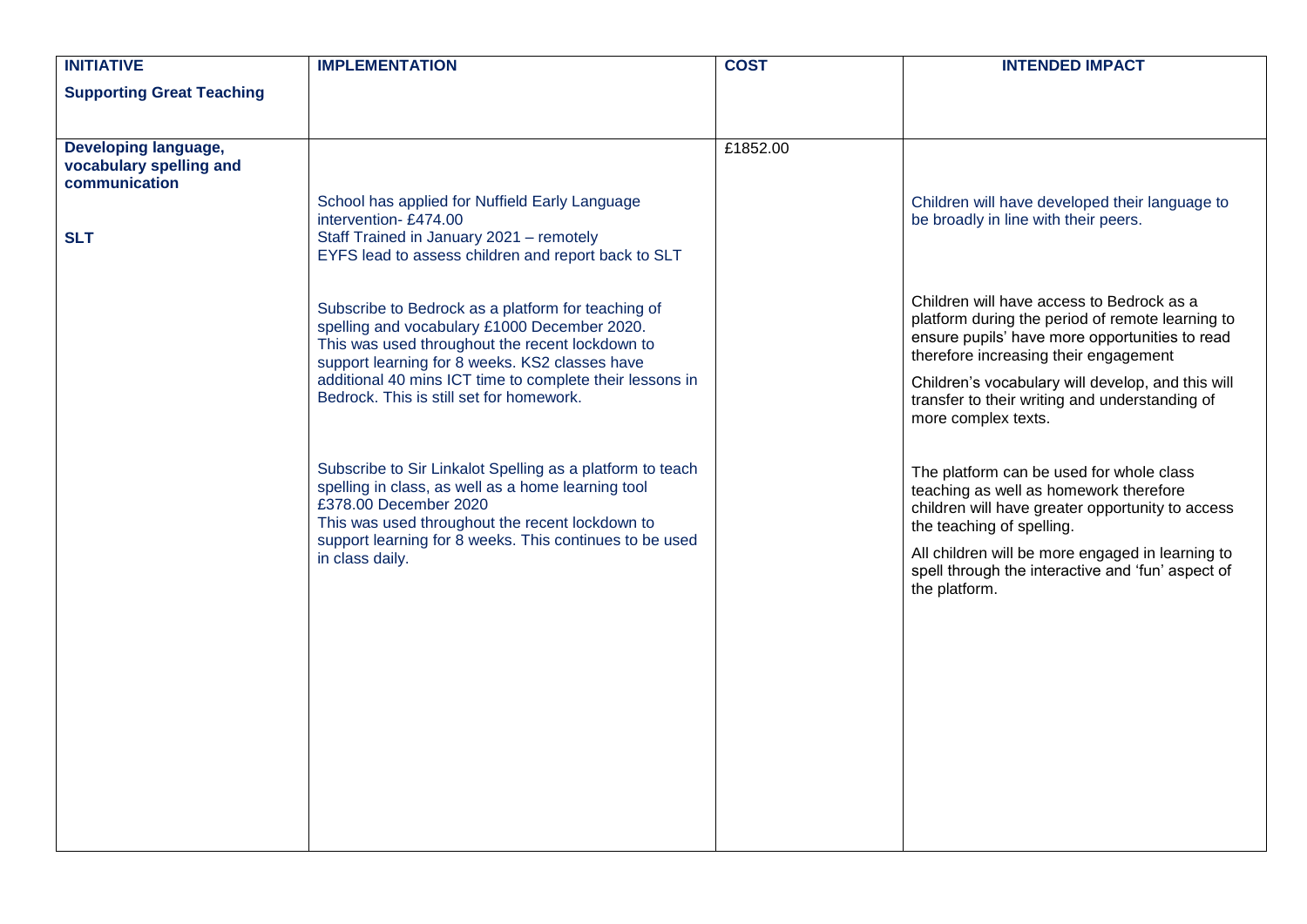| INITIATIVE<br><br>Supporting Great Teaching | IMPLEMENTATION | COST | INTENDED IMPACT |
|---|---|---|---|
| **Developing language, vocabulary spelling and communication**<br><br>**SLT** | School has applied for Nuffield Early Language intervention- £474.00<br>Staff Trained in January 2021 – remotely<br>EYFS lead to assess children and report back to SLT<br><br>Subscribe to Bedrock as a platform for teaching of spelling and vocabulary £1000 December 2020.<br>This was used throughout the recent lockdown to support learning for 8 weeks. KS2 classes have additional 40 mins ICT time to complete their lessons in Bedrock. This is still set for homework.<br><br>Subscribe to Sir Linkalot Spelling as a platform to teach spelling in class, as well as a home learning tool £378.00 December 2020<br>This was used throughout the recent lockdown to support learning for 8 weeks. This continues to be used in class daily. | £1852.00 | Children will have developed their language to be broadly in line with their peers.<br><br>Children will have access to Bedrock as a platform during the period of remote learning to ensure pupils' have more opportunities to read therefore increasing their engagement<br><br>Children's vocabulary will develop, and this will transfer to their writing and understanding of more complex texts.<br><br>The platform can be used for whole class teaching as well as homework therefore children will have greater opportunity to access the teaching of spelling.<br><br>All children will be more engaged in learning to spell through the interactive and 'fun' aspect of the platform. |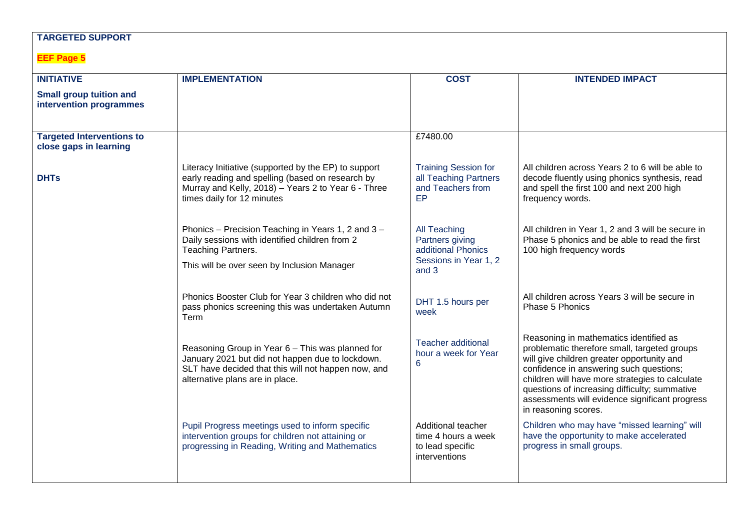**TARGETED SUPPORT**

**EEF Page 5**

| **INITIATIVE**<br><br>**Small group tuition and intervention programmes** | **IMPLEMENTATION** | **COST** | **INTENDED IMPACT** |
|---|---|---|---|
| **Targeted Interventions to close gaps in learning** | | £7480.00 | |
| **DHTs** | Literacy Initiative (supported by the EP) to support early reading and spelling (based on research by Murray and Kelly, 2018) – Years 2 to Year 6 - Three times daily for 12 minutes | Training Session for all Teaching Partners and Teachers from EP | All children across Years 2 to 6 will be able to decode fluently using phonics synthesis, read and spell the first 100 and next 200 high frequency words. |
| | Phonics – Precision Teaching in Years 1, 2 and 3 – Daily sessions with identified children from 2 Teaching Partners.<br><br>This will be over seen by Inclusion Manager | All Teaching Partners giving additional Phonics Sessions in Year 1, 2 and 3 | All children in Year 1, 2 and 3 will be secure in Phase 5 phonics and be able to read the first 100 high frequency words |
| | Phonics Booster Club for Year 3 children who did not pass phonics screening this was undertaken Autumn Term | DHT 1.5 hours per week | All children across Years 3 will be secure in Phase 5 Phonics |
| | Reasoning Group in Year 6 – This was planned for January 2021 but did not happen due to lockdown. SLT have decided that this will not happen now, and alternative plans are in place. | Teacher additional hour a week for Year 6 | Reasoning in mathematics identified as problematic therefore small, targeted groups will give children greater opportunity and confidence in answering such questions; children will have more strategies to calculate questions of increasing difficulty; summative assessments will evidence significant progress in reasoning scores. |
| | Pupil Progress meetings used to inform specific intervention groups for children not attaining or progressing in Reading, Writing and Mathematics | Additional teacher time 4 hours a week to lead specific interventions | Children who may have "missed learning" will have the opportunity to make accelerated progress in small groups. |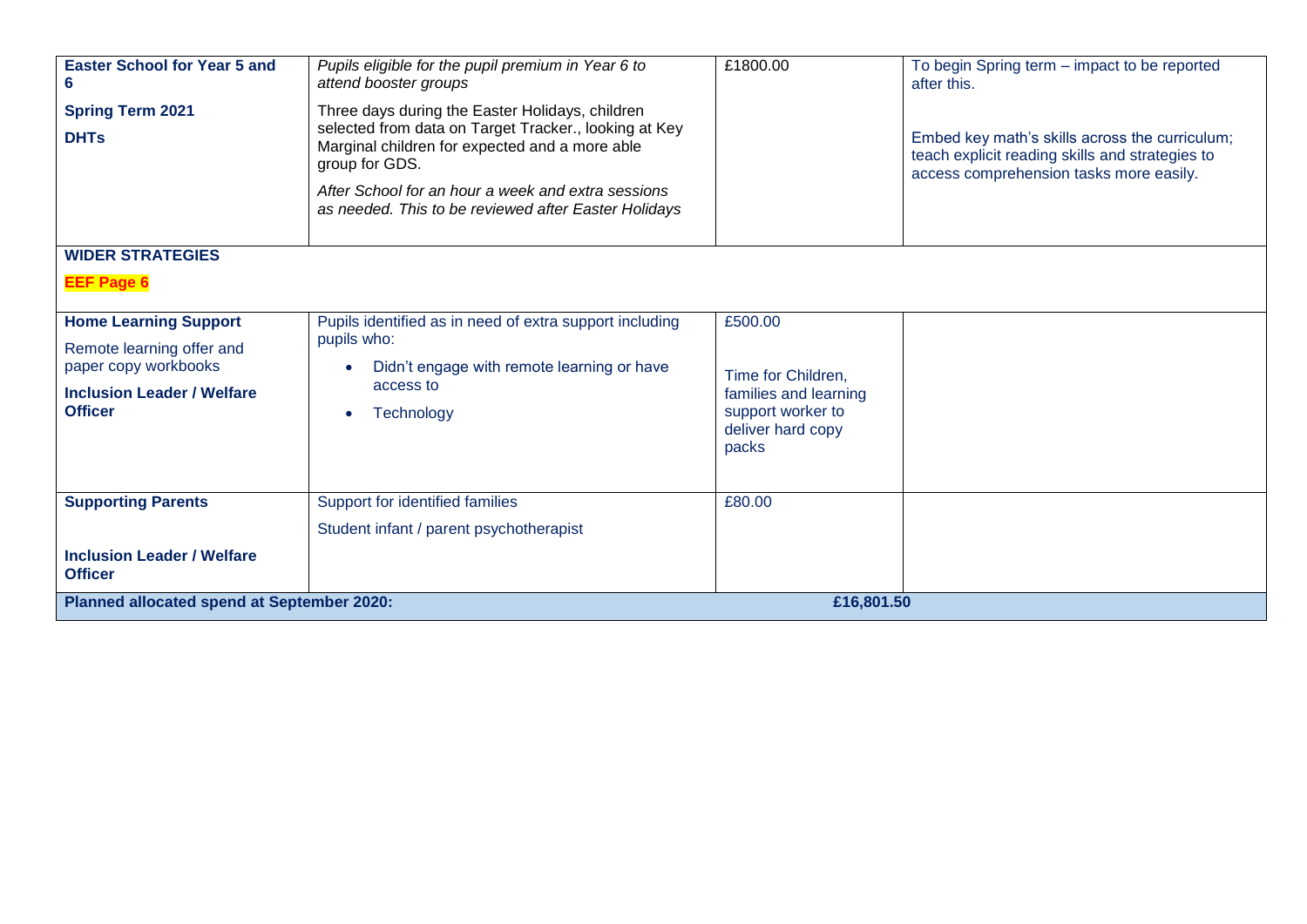| | | | |
|---|---|---|---|
| **Easter School for Year 5 and 6**<br><br>**Spring Term 2021**<br><br>**DHTs** | *Pupils eligible for the pupil premium in Year 6 to attend booster groups*<br><br>Three days during the Easter Holidays, children selected from data on Target Tracker., looking at Key Marginal children for expected and a more able group for GDS.<br><br>*After School for an hour a week and extra sessions as needed. This to be reviewed after Easter Holidays* | £1800.00 | To begin Spring term – impact to be reported after this.<br><br>Embed key math's skills across the curriculum; teach explicit reading skills and strategies to access comprehension tasks more easily. |
| **WIDER STRATEGIES**<br><br>**EEF Page 6** | | | |
| **Home Learning Support**<br><br>Remote learning offer and paper copy workbooks<br><br>**Inclusion Leader / Welfare Officer** | Pupils identified as in need of extra support including pupils who:<br>• Didn't engage with remote learning or have access to<br>• Technology | £500.00<br><br>Time for Children, families and learning support worker to deliver hard copy packs | |
| **Supporting Parents**<br><br>**Inclusion Leader / Welfare Officer** | Support for identified families<br><br>Student infant / parent psychotherapist | £80.00 | |
| **Planned allocated spend at September 2020:** | | **£16,801.50** | |